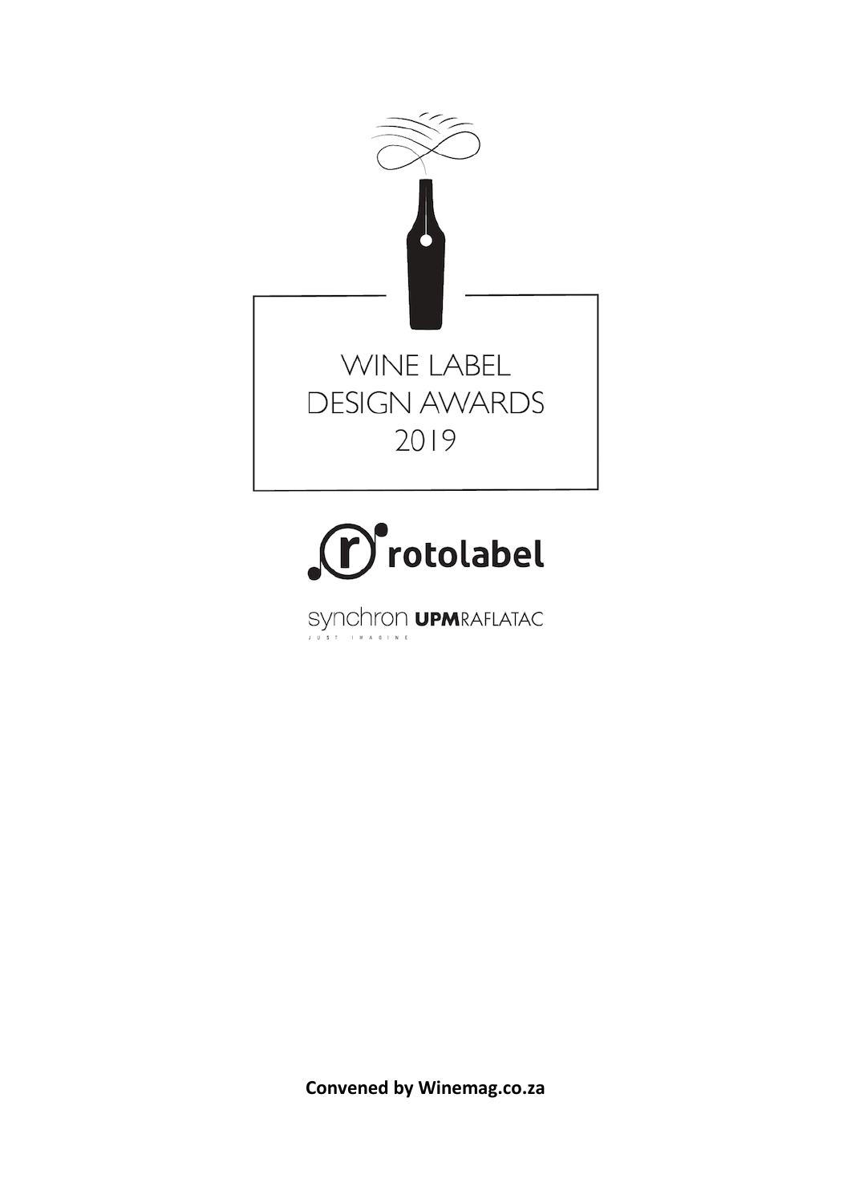# WINE LABEL DESIGN AWARDS 2019

rotolabel

synchron UPMRAFLATAC

JUST IMAGINE

**Convened by Winemag.co.za**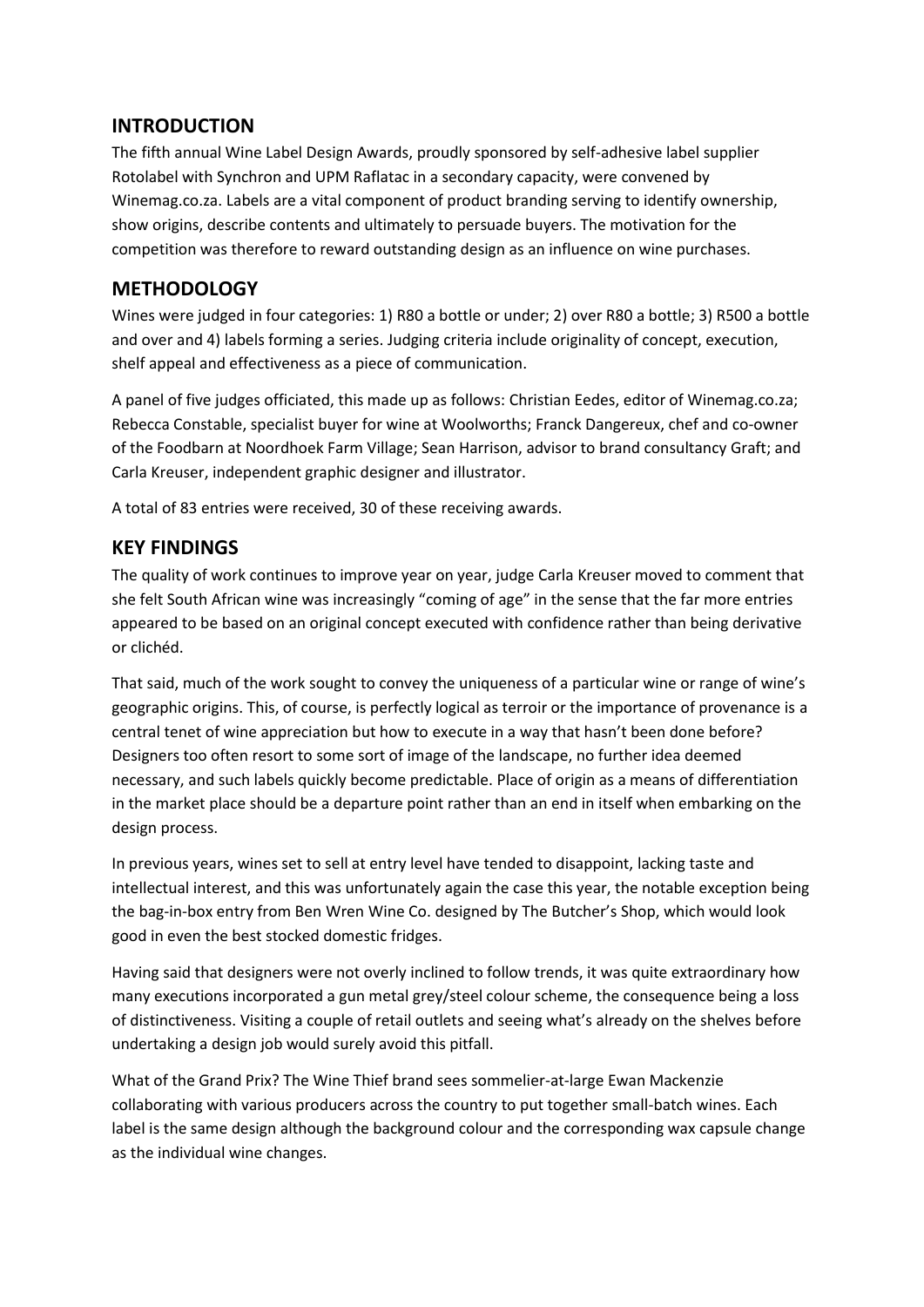## INTRODUCTION

The fifth annual Wine Label Design Awards, proudly sponsored by self-adhesive label supplier Rotolabel with Synchron and UPM Raflatac in a secondary capacity, were convened by Winemag.co.za. Labels are a vital component of product branding serving to identify ownership, show origins, describe contents and ultimately to persuade buyers. The motivation for the competition was therefore to reward outstanding design as an influence on wine purchases.

## METHODOLOGY

Wines were judged in four categories: 1) R80 a bottle or under; 2) over R80 a bottle; 3) R500 a bottle and over and 4) labels forming a series. Judging criteria include originality of concept, execution, shelf appeal and effectiveness as a piece of communication.

A panel of five judges officiated, this made up as follows: Christian Eedes, editor of Winemag.co.za; Rebecca Constable, specialist buyer for wine at Woolworths; Franck Dangereux, chef and co-owner of the Foodbarn at Noordhoek Farm Village; Sean Harrison, advisor to brand consultancy Graft; and Carla Kreuser, independent graphic designer and illustrator.

A total of 83 entries were received, 30 of these receiving awards.

## KEY FINDINGS

The quality of work continues to improve year on year, judge Carla Kreuser moved to comment that she felt South African wine was increasingly "coming of age" in the sense that the far more entries appeared to be based on an original concept executed with confidence rather than being derivative or clichéd.

That said, much of the work sought to convey the uniqueness of a particular wine or range of wine's geographic origins. This, of course, is perfectly logical as terroir or the importance of provenance is a central tenet of wine appreciation but how to execute in a way that hasn't been done before? Designers too often resort to some sort of image of the landscape, no further idea deemed necessary, and such labels quickly become predictable. Place of origin as a means of differentiation in the market place should be a departure point rather than an end in itself when embarking on the design process.

In previous years, wines set to sell at entry level have tended to disappoint, lacking taste and intellectual interest, and this was unfortunately again the case this year, the notable exception being the bag-in-box entry from Ben Wren Wine Co. designed by The Butcher's Shop, which would look good in even the best stocked domestic fridges.

Having said that designers were not overly inclined to follow trends, it was quite extraordinary how many executions incorporated a gun metal grey/steel colour scheme, the consequence being a loss of distinctiveness. Visiting a couple of retail outlets and seeing what's already on the shelves before undertaking a design job would surely avoid this pitfall.

What of the Grand Prix? The Wine Thief brand sees sommelier-at-large Ewan Mackenzie collaborating with various producers across the country to put together small-batch wines. Each label is the same design although the background colour and the corresponding wax capsule change as the individual wine changes.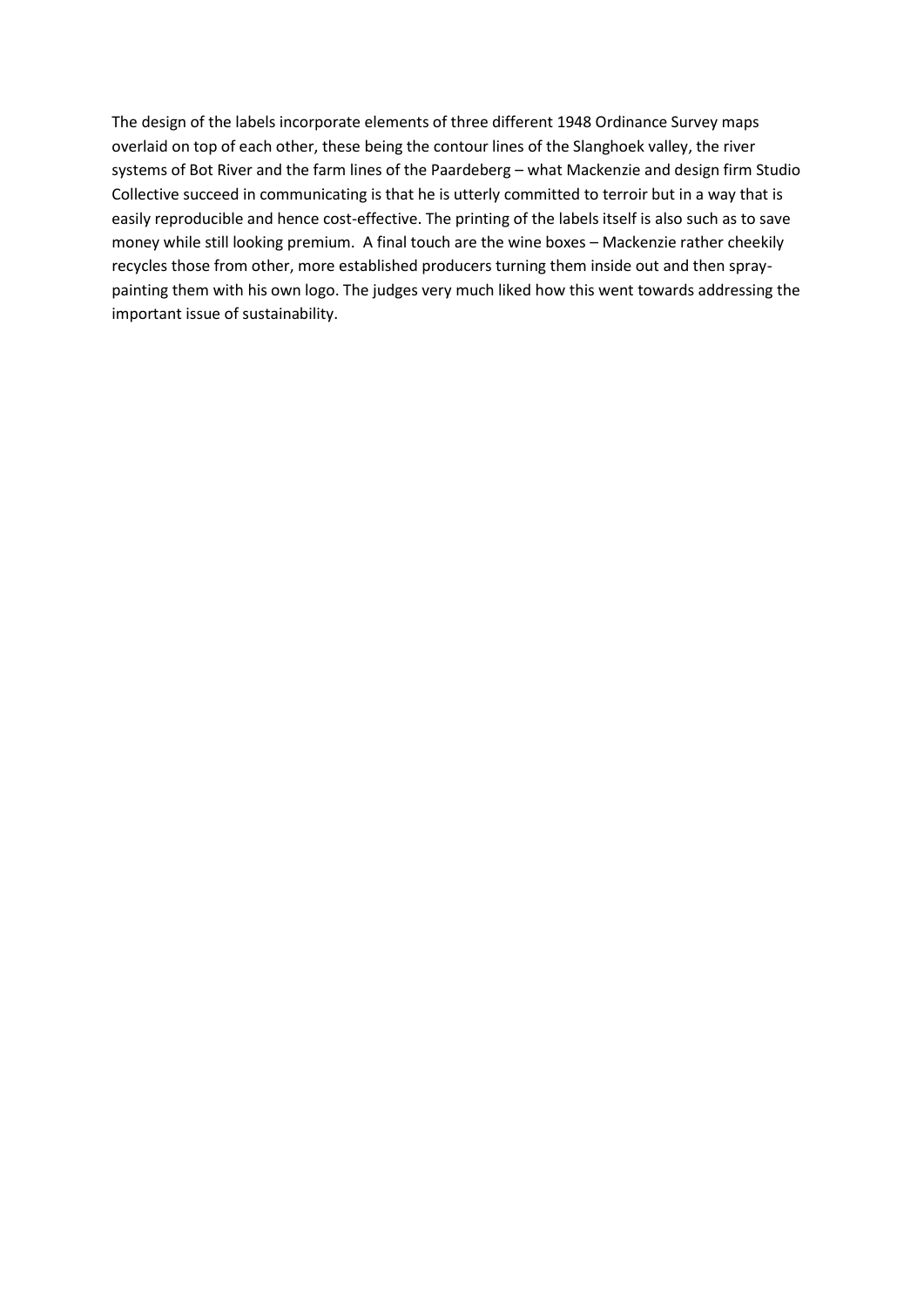The design of the labels incorporate elements of three different 1948 Ordinance Survey maps overlaid on top of each other, these being the contour lines of the Slanghoek valley, the river systems of Bot River and the farm lines of the Paardeberg – what Mackenzie and design firm Studio Collective succeed in communicating is that he is utterly committed to terroir but in a way that is easily reproducible and hence cost-effective. The printing of the labels itself is also such as to save money while still looking premium. A final touch are the wine boxes – Mackenzie rather cheekily recycles those from other, more established producers turning them inside out and then spray-painting them with his own logo. The judges very much liked how this went towards addressing the important issue of sustainability.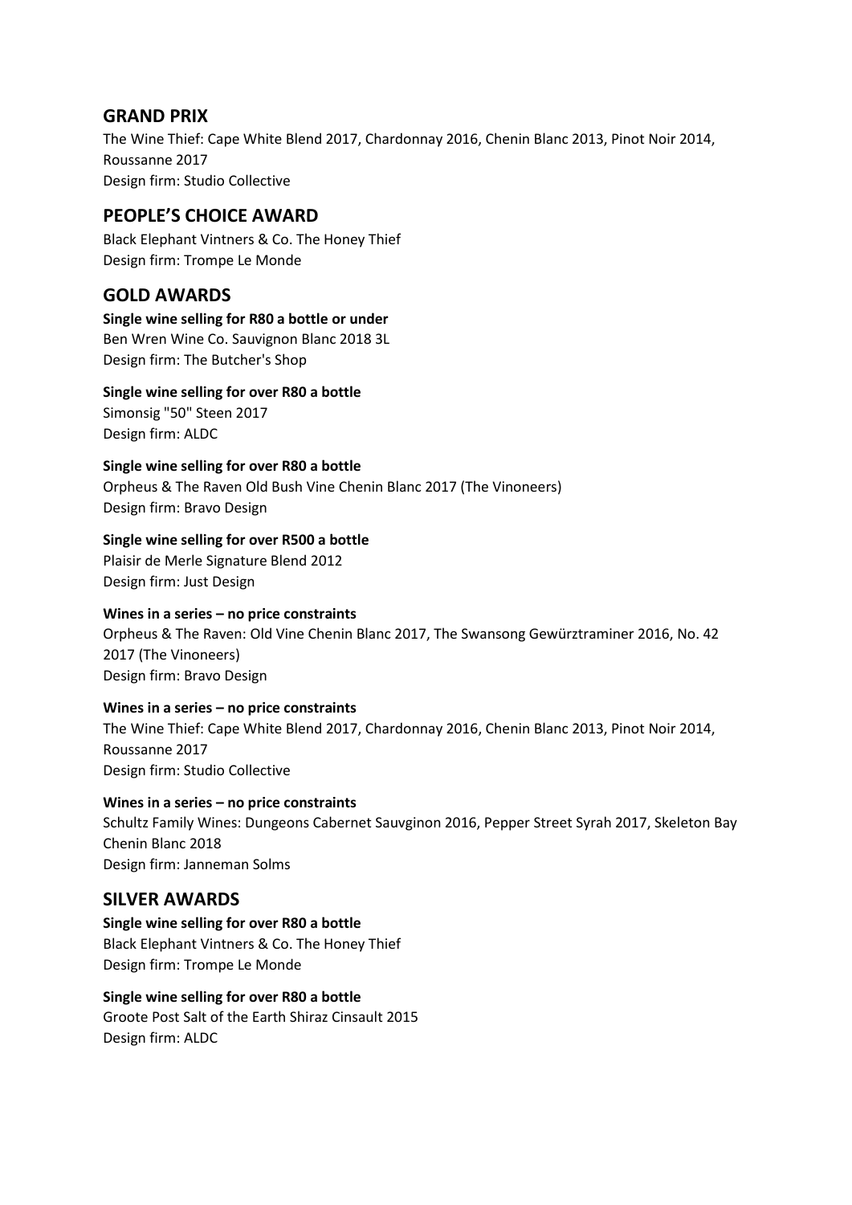## GRAND PRIX

The Wine Thief: Cape White Blend 2017, Chardonnay 2016, Chenin Blanc 2013, Pinot Noir 2014, Roussanne 2017
Design firm: Studio Collective

## PEOPLE'S CHOICE AWARD

Black Elephant Vintners & Co. The Honey Thief
Design firm: Trompe Le Monde

## GOLD AWARDS

**Single wine selling for R80 a bottle or under**
Ben Wren Wine Co. Sauvignon Blanc 2018 3L
Design firm: The Butcher's Shop

**Single wine selling for over R80 a bottle**
Simonsig "50" Steen 2017
Design firm: ALDC

**Single wine selling for over R80 a bottle**
Orpheus & The Raven Old Bush Vine Chenin Blanc 2017 (The Vinoneers)
Design firm: Bravo Design

**Single wine selling for over R500 a bottle**
Plaisir de Merle Signature Blend 2012
Design firm: Just Design

**Wines in a series – no price constraints**
Orpheus & The Raven: Old Vine Chenin Blanc 2017, The Swansong Gewürztraminer 2016, No. 42 2017 (The Vinoneers)
Design firm: Bravo Design

**Wines in a series – no price constraints**
The Wine Thief: Cape White Blend 2017, Chardonnay 2016, Chenin Blanc 2013, Pinot Noir 2014, Roussanne 2017
Design firm: Studio Collective

**Wines in a series – no price constraints**
Schultz Family Wines: Dungeons Cabernet Sauvginon 2016, Pepper Street Syrah 2017, Skeleton Bay Chenin Blanc 2018
Design firm: Janneman Solms

## SILVER AWARDS

**Single wine selling for over R80 a bottle**
Black Elephant Vintners & Co. The Honey Thief
Design firm: Trompe Le Monde

**Single wine selling for over R80 a bottle**
Groote Post Salt of the Earth Shiraz Cinsault 2015
Design firm: ALDC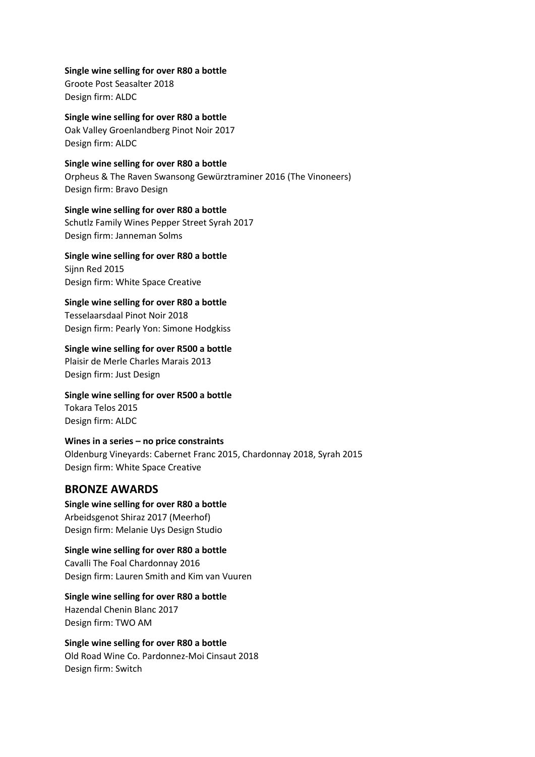**Single wine selling for over R80 a bottle**
Groote Post Seasalter 2018
Design firm: ALDC

**Single wine selling for over R80 a bottle**
Oak Valley Groenlandberg Pinot Noir 2017
Design firm: ALDC

**Single wine selling for over R80 a bottle**
Orpheus & The Raven Swansong Gewürztraminer 2016 (The Vinoneers)
Design firm: Bravo Design

**Single wine selling for over R80 a bottle**
Schutlz Family Wines Pepper Street Syrah 2017
Design firm: Janneman Solms

**Single wine selling for over R80 a bottle**
Sijnn Red 2015
Design firm: White Space Creative

**Single wine selling for over R80 a bottle**
Tesselaarsdaal Pinot Noir 2018
Design firm: Pearly Yon: Simone Hodgkiss

**Single wine selling for over R500 a bottle**
Plaisir de Merle Charles Marais 2013
Design firm: Just Design

**Single wine selling for over R500 a bottle**
Tokara Telos 2015
Design firm: ALDC

**Wines in a series – no price constraints**
Oldenburg Vineyards: Cabernet Franc 2015, Chardonnay 2018, Syrah 2015
Design firm: White Space Creative

## BRONZE AWARDS

**Single wine selling for over R80 a bottle**
Arbeidsgenot Shiraz 2017 (Meerhof)
Design firm: Melanie Uys Design Studio

**Single wine selling for over R80 a bottle**
Cavalli The Foal Chardonnay 2016
Design firm: Lauren Smith and Kim van Vuuren

**Single wine selling for over R80 a bottle**
Hazendal Chenin Blanc 2017
Design firm: TWO AM

**Single wine selling for over R80 a bottle**
Old Road Wine Co. Pardonnez-Moi Cinsaut 2018
Design firm: Switch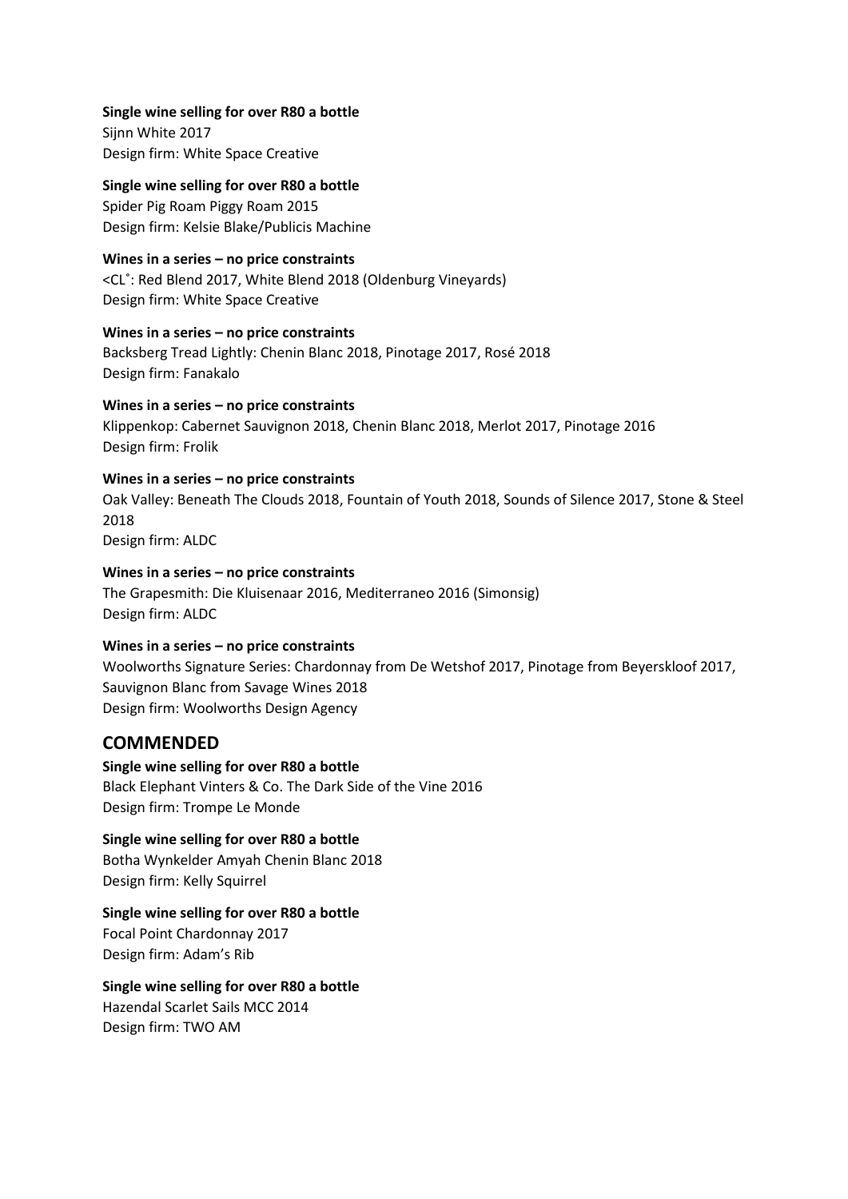**Single wine selling for over R80 a bottle**
Sijnn White 2017
Design firm: White Space Creative

**Single wine selling for over R80 a bottle**
Spider Pig Roam Piggy Roam 2015
Design firm: Kelsie Blake/Publicis Machine

**Wines in a series – no price constraints**
<CL˚: Red Blend 2017, White Blend 2018 (Oldenburg Vineyards)
Design firm: White Space Creative

**Wines in a series – no price constraints**
Backsberg Tread Lightly: Chenin Blanc 2018, Pinotage 2017, Rosé 2018
Design firm: Fanakalo

**Wines in a series – no price constraints**
Klippenkop: Cabernet Sauvignon 2018, Chenin Blanc 2018, Merlot 2017, Pinotage 2016
Design firm: Frolik

**Wines in a series – no price constraints**
Oak Valley: Beneath The Clouds 2018, Fountain of Youth 2018, Sounds of Silence 2017, Stone & Steel 2018
Design firm: ALDC

**Wines in a series – no price constraints**
The Grapesmith: Die Kluisenaar 2016, Mediterraneo 2016 (Simonsig)
Design firm: ALDC

**Wines in a series – no price constraints**
Woolworths Signature Series: Chardonnay from De Wetshof 2017, Pinotage from Beyerskloof 2017, Sauvignon Blanc from Savage Wines 2018
Design firm: Woolworths Design Agency

## COMMENDED

**Single wine selling for over R80 a bottle**
Black Elephant Vinters & Co. The Dark Side of the Vine 2016
Design firm: Trompe Le Monde

**Single wine selling for over R80 a bottle**
Botha Wynkelder Amyah Chenin Blanc 2018
Design firm: Kelly Squirrel

**Single wine selling for over R80 a bottle**
Focal Point Chardonnay 2017
Design firm: Adam's Rib

**Single wine selling for over R80 a bottle**
Hazendal Scarlet Sails MCC 2014
Design firm: TWO AM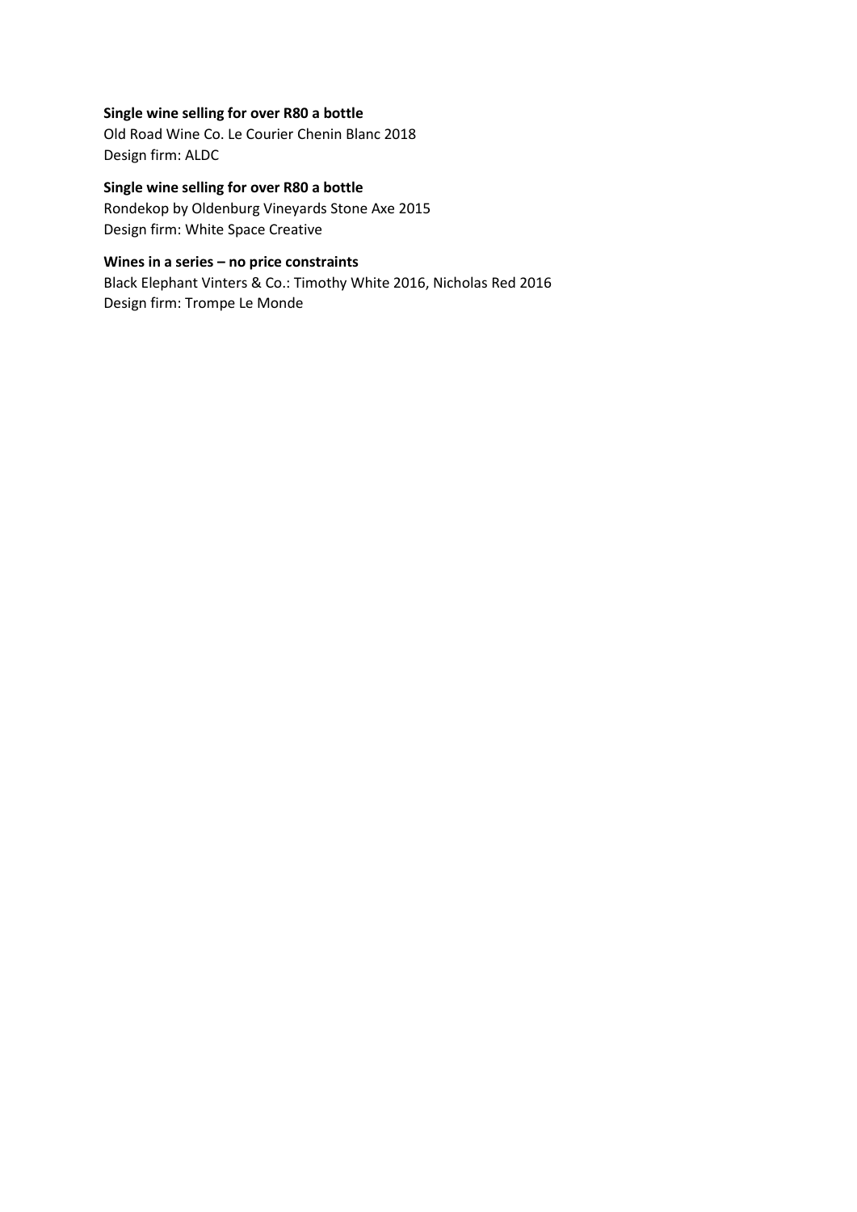**Single wine selling for over R80 a bottle**
Old Road Wine Co. Le Courier Chenin Blanc 2018
Design firm: ALDC

**Single wine selling for over R80 a bottle**
Rondekop by Oldenburg Vineyards Stone Axe 2015
Design firm: White Space Creative

**Wines in a series – no price constraints**
Black Elephant Vinters & Co.: Timothy White 2016, Nicholas Red 2016
Design firm: Trompe Le Monde